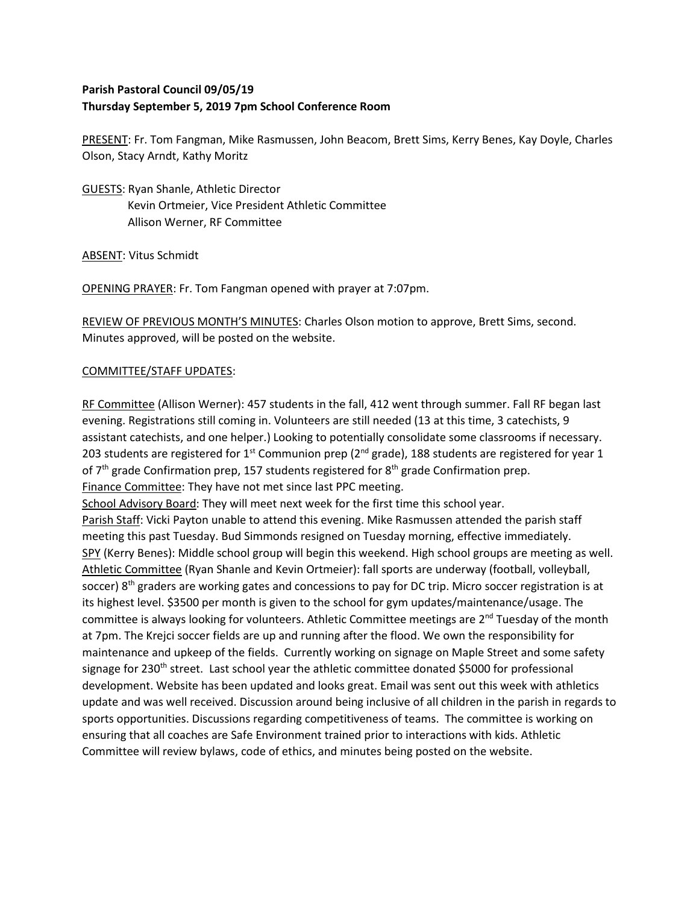**Parish Pastoral Council 09/05/19**
**Thursday September 5, 2019 7pm School Conference Room**

PRESENT: Fr. Tom Fangman, Mike Rasmussen, John Beacom, Brett Sims, Kerry Benes, Kay Doyle, Charles Olson, Stacy Arndt, Kathy Moritz

GUESTS: Ryan Shanle, Athletic Director
Kevin Ortmeier, Vice President Athletic Committee
Allison Werner, RF Committee

ABSENT: Vitus Schmidt

OPENING PRAYER: Fr. Tom Fangman opened with prayer at 7:07pm.

REVIEW OF PREVIOUS MONTH'S MINUTES: Charles Olson motion to approve, Brett Sims, second. Minutes approved, will be posted on the website.

COMMITTEE/STAFF UPDATES:

RF Committee (Allison Werner): 457 students in the fall, 412 went through summer. Fall RF began last evening. Registrations still coming in. Volunteers are still needed (13 at this time, 3 catechists, 9 assistant catechists, and one helper.) Looking to potentially consolidate some classrooms if necessary. 203 students are registered for 1st Communion prep (2nd grade), 188 students are registered for year 1 of 7th grade Confirmation prep, 157 students registered for 8th grade Confirmation prep.

Finance Committee: They have not met since last PPC meeting.

School Advisory Board: They will meet next week for the first time this school year.

Parish Staff: Vicki Payton unable to attend this evening. Mike Rasmussen attended the parish staff meeting this past Tuesday. Bud Simmonds resigned on Tuesday morning, effective immediately.

SPY (Kerry Benes): Middle school group will begin this weekend. High school groups are meeting as well.

Athletic Committee (Ryan Shanle and Kevin Ortmeier): fall sports are underway (football, volleyball, soccer) 8th graders are working gates and concessions to pay for DC trip. Micro soccer registration is at its highest level. $3500 per month is given to the school for gym updates/maintenance/usage. The committee is always looking for volunteers. Athletic Committee meetings are 2nd Tuesday of the month at 7pm. The Krejci soccer fields are up and running after the flood. We own the responsibility for maintenance and upkeep of the fields. Currently working on signage on Maple Street and some safety signage for 230th street. Last school year the athletic committee donated $5000 for professional development. Website has been updated and looks great. Email was sent out this week with athletics update and was well received. Discussion around being inclusive of all children in the parish in regards to sports opportunities. Discussions regarding competitiveness of teams. The committee is working on ensuring that all coaches are Safe Environment trained prior to interactions with kids. Athletic Committee will review bylaws, code of ethics, and minutes being posted on the website.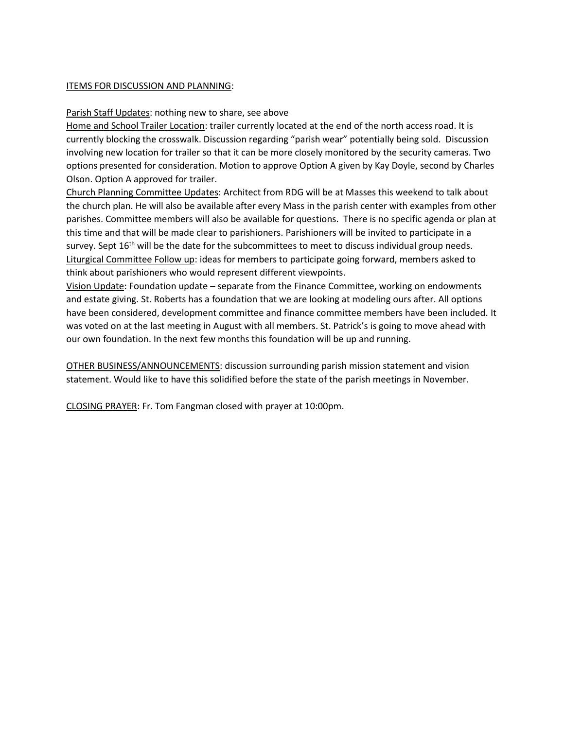ITEMS FOR DISCUSSION AND PLANNING:

Parish Staff Updates: nothing new to share, see above

Home and School Trailer Location: trailer currently located at the end of the north access road. It is currently blocking the crosswalk. Discussion regarding "parish wear" potentially being sold. Discussion involving new location for trailer so that it can be more closely monitored by the security cameras. Two options presented for consideration. Motion to approve Option A given by Kay Doyle, second by Charles Olson. Option A approved for trailer.

Church Planning Committee Updates: Architect from RDG will be at Masses this weekend to talk about the church plan. He will also be available after every Mass in the parish center with examples from other parishes. Committee members will also be available for questions. There is no specific agenda or plan at this time and that will be made clear to parishioners. Parishioners will be invited to participate in a survey. Sept 16th will be the date for the subcommittees to meet to discuss individual group needs.

Liturgical Committee Follow up: ideas for members to participate going forward, members asked to think about parishioners who would represent different viewpoints.

Vision Update: Foundation update – separate from the Finance Committee, working on endowments and estate giving. St. Roberts has a foundation that we are looking at modeling ours after. All options have been considered, development committee and finance committee members have been included. It was voted on at the last meeting in August with all members. St. Patrick's is going to move ahead with our own foundation. In the next few months this foundation will be up and running.

OTHER BUSINESS/ANNOUNCEMENTS: discussion surrounding parish mission statement and vision statement. Would like to have this solidified before the state of the parish meetings in November.

CLOSING PRAYER: Fr. Tom Fangman closed with prayer at 10:00pm.